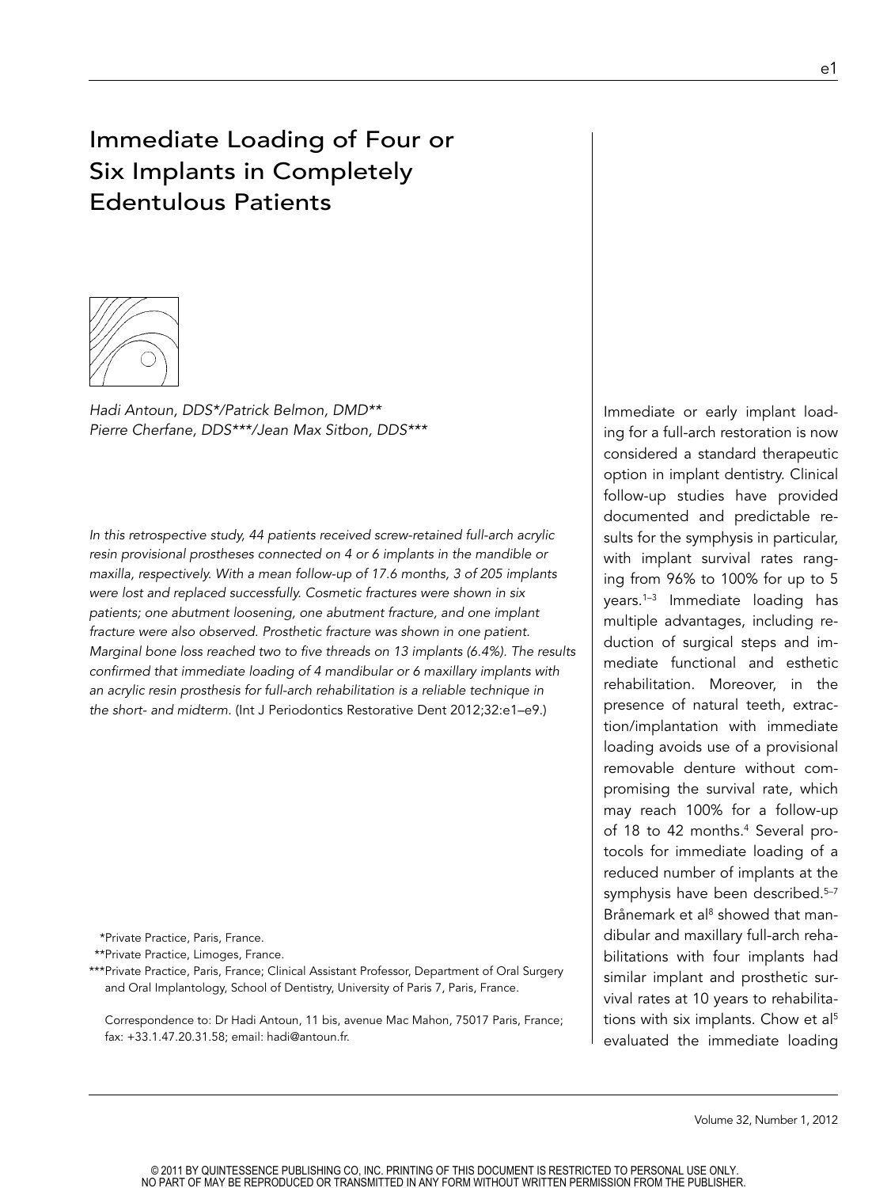# Immediate Loading of Four or Six Implants in Completely Edentulous Patients

*Hadi Antoun, DDS\*/Patrick Belmon, DMD\*\**
*Pierre Cherfane, DDS\*\*\*/Jean Max Sitbon, DDS\*\*\**

*In this retrospective study, 44 patients received screw-retained full-arch acrylic resin provisional prostheses connected on 4 or 6 implants in the mandible or maxilla, respectively. With a mean follow-up of 17.6 months, 3 of 205 implants were lost and replaced successfully. Cosmetic fractures were shown in six patients; one abutment loosening, one abutment fracture, and one implant fracture were also observed. Prosthetic fracture was shown in one patient. Marginal bone loss reached two to five threads on 13 implants (6.4%). The results confirmed that immediate loading of 4 mandibular or 6 maxillary implants with an acrylic resin prosthesis for full-arch rehabilitation is a reliable technique in the short- and midterm.* (Int J Periodontics Restorative Dent 2012;32:e1–e9.)

\*Private Practice, Paris, France.
\*\*Private Practice, Limoges, France.
\*\*\*Private Practice, Paris, France; Clinical Assistant Professor, Department of Oral Surgery and Oral Implantology, School of Dentistry, University of Paris 7, Paris, France.

Correspondence to: Dr Hadi Antoun, 11 bis, avenue Mac Mahon, 75017 Paris, France; fax: +33.1.47.20.31.58; email: hadi@antoun.fr.

Immediate or early implant loading for a full-arch restoration is now considered a standard therapeutic option in implant dentistry. Clinical follow-up studies have provided documented and predictable results for the symphysis in particular, with implant survival rates ranging from 96% to 100% for up to 5 years.[1–3] Immediate loading has multiple advantages, including reduction of surgical steps and immediate functional and esthetic rehabilitation. Moreover, in the presence of natural teeth, extraction/implantation with immediate loading avoids use of a provisional removable denture without compromising the survival rate, which may reach 100% for a follow-up of 18 to 42 months.[4] Several protocols for immediate loading of a reduced number of implants at the symphysis have been described.[5–7] Brånemark et al[8] showed that mandibular and maxillary full-arch rehabilitations with four implants had similar implant and prosthetic survival rates at 10 years to rehabilitations with six implants. Chow et al[5] evaluated the immediate loading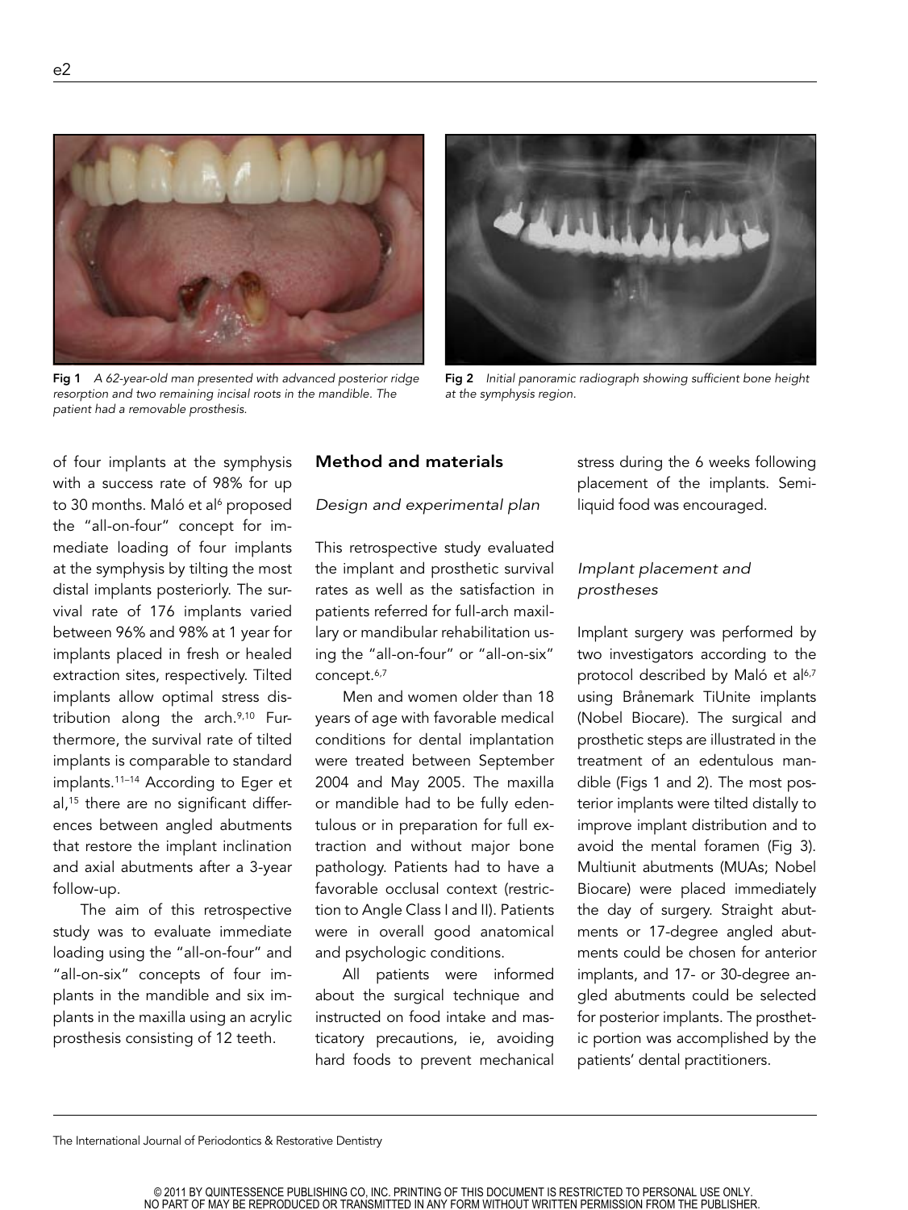Fig 1 *A 62-year-old man presented with advanced posterior ridge resorption and two remaining incisal roots in the mandible. The patient had a removable prosthesis.*

Fig 2 *Initial panoramic radiograph showing sufficient bone height at the symphysis region.*

of four implants at the symphysis with a success rate of 98% for up to 30 months. Maló et al[6] proposed the "all-on-four" concept for immediate loading of four implants at the symphysis by tilting the most distal implants posteriorly. The survival rate of 176 implants varied between 96% and 98% at 1 year for implants placed in fresh or healed extraction sites, respectively. Tilted implants allow optimal stress distribution along the arch.[9,10] Furthermore, the survival rate of tilted implants is comparable to standard implants.[11–14] According to Eger et al,[15] there are no significant differences between angled abutments that restore the implant inclination and axial abutments after a 3-year follow-up.

The aim of this retrospective study was to evaluate immediate loading using the "all-on-four" and "all-on-six" concepts of four implants in the mandible and six implants in the maxilla using an acrylic prosthesis consisting of 12 teeth.

## Method and materials

### *Design and experimental plan*

This retrospective study evaluated the implant and prosthetic survival rates as well as the satisfaction in patients referred for full-arch maxillary or mandibular rehabilitation using the "all-on-four" or "all-on-six" concept.[6,7]

Men and women older than 18 years of age with favorable medical conditions for dental implantation were treated between September 2004 and May 2005. The maxilla or mandible had to be fully edentulous or in preparation for full extraction and without major bone pathology. Patients had to have a favorable occlusal context (restriction to Angle Class I and II). Patients were in overall good anatomical and psychologic conditions.

All patients were informed about the surgical technique and instructed on food intake and masticatory precautions, ie, avoiding hard foods to prevent mechanical stress during the 6 weeks following placement of the implants. Semi-liquid food was encouraged.

### *Implant placement and prostheses*

Implant surgery was performed by two investigators according to the protocol described by Maló et al[6,7] using Brånemark TiUnite implants (Nobel Biocare). The surgical and prosthetic steps are illustrated in the treatment of an edentulous mandible (Figs 1 and 2). The most posterior implants were tilted distally to improve implant distribution and to avoid the mental foramen (Fig 3). Multiunit abutments (MUAs; Nobel Biocare) were placed immediately the day of surgery. Straight abutments or 17-degree angled abutments could be chosen for anterior implants, and 17- or 30-degree angled abutments could be selected for posterior implants. The prosthetic portion was accomplished by the patients' dental practitioners.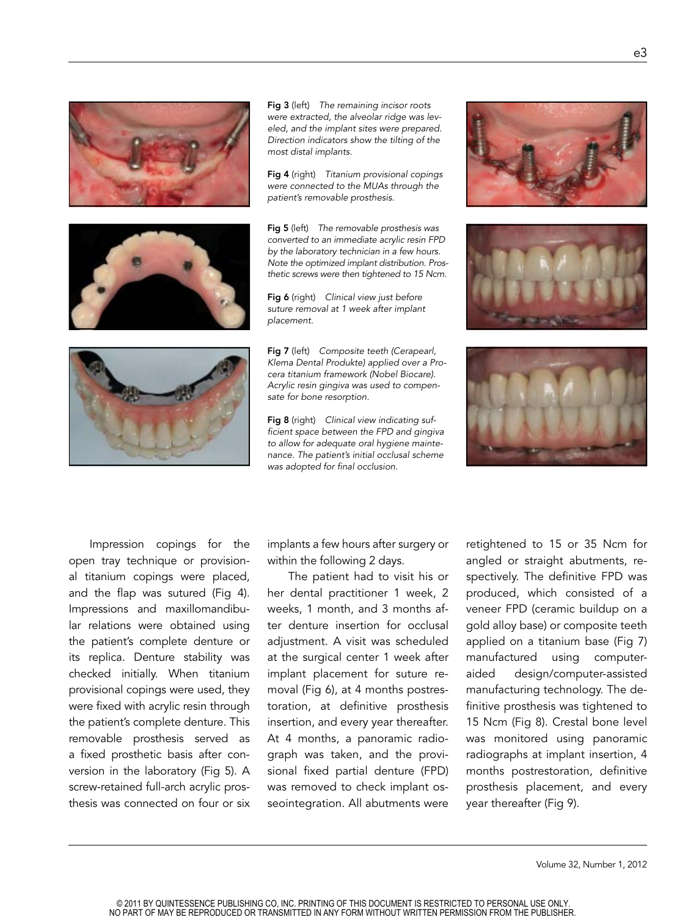**Fig 3** (left) *The remaining incisor roots were extracted, the alveolar ridge was leveled, and the implant sites were prepared. Direction indicators show the tilting of the most distal implants.*

**Fig 4** (right) *Titanium provisional copings were connected to the MUAs through the patient's removable prosthesis.*

**Fig 5** (left) *The removable prosthesis was converted to an immediate acrylic resin FPD by the laboratory technician in a few hours. Note the optimized implant distribution. Prosthetic screws were then tightened to 15 Ncm.*

**Fig 6** (right) *Clinical view just before suture removal at 1 week after implant placement.*

**Fig 7** (left) *Composite teeth (Cerapearl, Klema Dental Produkte) applied over a Procera titanium framework (Nobel Biocare). Acrylic resin gingiva was used to compensate for bone resorption.*

**Fig 8** (right) *Clinical view indicating sufficient space between the FPD and gingiva to allow for adequate oral hygiene maintenance. The patient's initial occlusal scheme was adopted for final occlusion.*

Impression copings for the open tray technique or provisional titanium copings were placed, and the flap was sutured (Fig 4). Impressions and maxillomandibular relations were obtained using the patient's complete denture or its replica. Denture stability was checked initially. When titanium provisional copings were used, they were fixed with acrylic resin through the patient's complete denture. This removable prosthesis served as a fixed prosthetic basis after conversion in the laboratory (Fig 5). A screw-retained full-arch acrylic prosthesis was connected on four or six implants a few hours after surgery or within the following 2 days.

The patient had to visit his or her dental practitioner 1 week, 2 weeks, 1 month, and 3 months after denture insertion for occlusal adjustment. A visit was scheduled at the surgical center 1 week after implant placement for suture removal (Fig 6), at 4 months postrestoration, at definitive prosthesis insertion, and every year thereafter. At 4 months, a panoramic radiograph was taken, and the provisional fixed partial denture (FPD) was removed to check implant osseointegration. All abutments were retightened to 15 or 35 Ncm for angled or straight abutments, respectively. The definitive FPD was produced, which consisted of a veneer FPD (ceramic buildup on a gold alloy base) or composite teeth applied on a titanium base (Fig 7) manufactured using computer-aided design/computer-assisted manufacturing technology. The definitive prosthesis was tightened to 15 Ncm (Fig 8). Crestal bone level was monitored using panoramic radiographs at implant insertion, 4 months postrestoration, definitive prosthesis placement, and every year thereafter (Fig 9).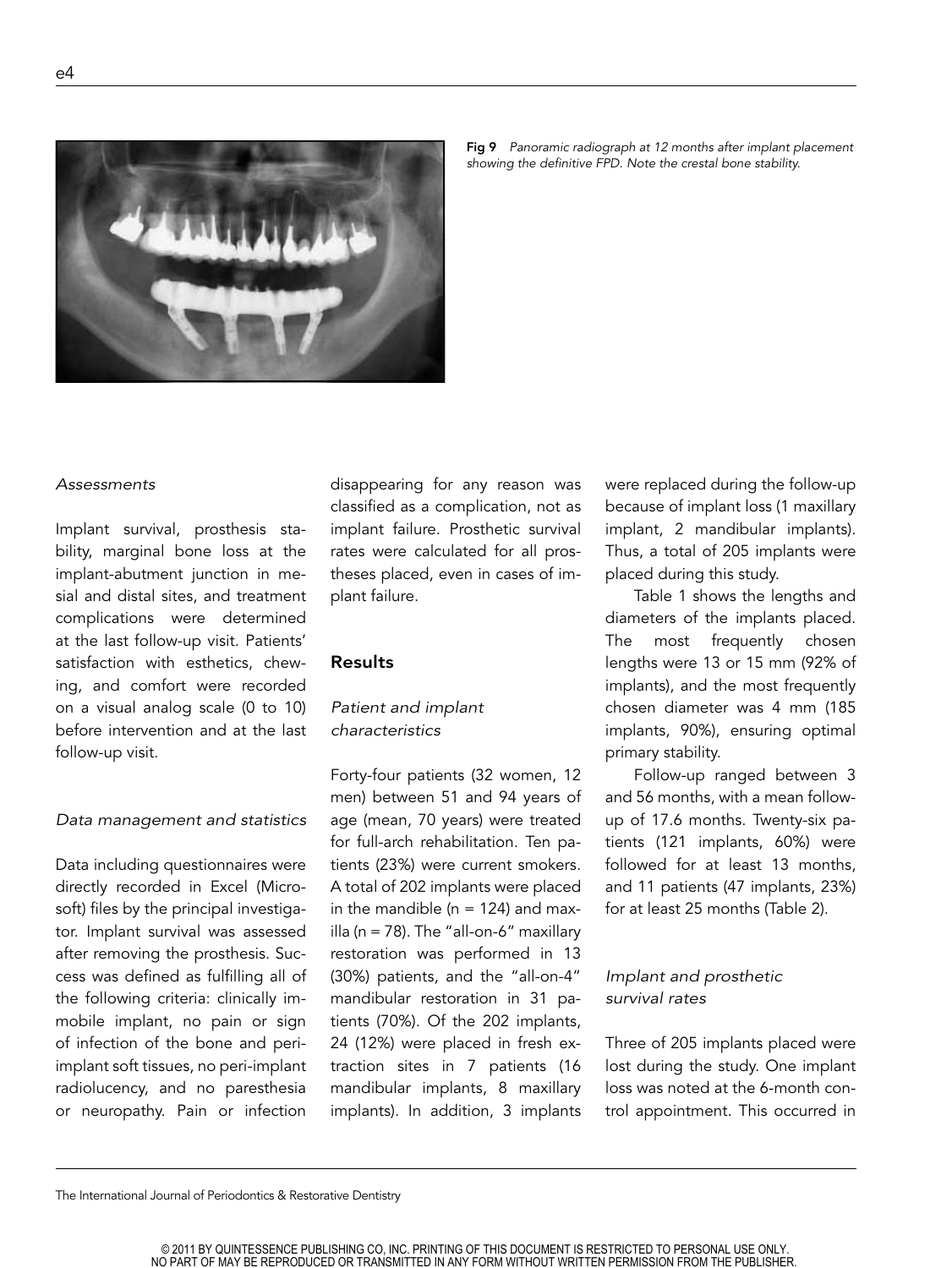Fig 9 *Panoramic radiograph at 12 months after implant placement showing the definitive FPD. Note the crestal bone stability.*

### *Assessments*

Implant survival, prosthesis stability, marginal bone loss at the implant-abutment junction in mesial and distal sites, and treatment complications were determined at the last follow-up visit. Patients' satisfaction with esthetics, chewing, and comfort were recorded on a visual analog scale (0 to 10) before intervention and at the last follow-up visit.

### *Data management and statistics*

Data including questionnaires were directly recorded in Excel (Microsoft) files by the principal investigator. Implant survival was assessed after removing the prosthesis. Success was defined as fulfilling all of the following criteria: clinically immobile implant, no pain or sign of infection of the bone and peri-implant soft tissues, no peri-implant radiolucency, and no paresthesia or neuropathy. Pain or infection disappearing for any reason was classified as a complication, not as implant failure. Prosthetic survival rates were calculated for all prostheses placed, even in cases of implant failure.

## Results

### *Patient and implant characteristics*

Forty-four patients (32 women, 12 men) between 51 and 94 years of age (mean, 70 years) were treated for full-arch rehabilitation. Ten patients (23%) were current smokers. A total of 202 implants were placed in the mandible (n = 124) and maxilla (n = 78). The "all-on-6" maxillary restoration was performed in 13 (30%) patients, and the "all-on-4" mandibular restoration in 31 patients (70%). Of the 202 implants, 24 (12%) were placed in fresh extraction sites in 7 patients (16 mandibular implants, 8 maxillary implants). In addition, 3 implants were replaced during the follow-up because of implant loss (1 maxillary implant, 2 mandibular implants). Thus, a total of 205 implants were placed during this study.

Table 1 shows the lengths and diameters of the implants placed. The most frequently chosen lengths were 13 or 15 mm (92% of implants), and the most frequently chosen diameter was 4 mm (185 implants, 90%), ensuring optimal primary stability.

Follow-up ranged between 3 and 56 months, with a mean follow-up of 17.6 months. Twenty-six patients (121 implants, 60%) were followed for at least 13 months, and 11 patients (47 implants, 23%) for at least 25 months (Table 2).

### *Implant and prosthetic survival rates*

Three of 205 implants placed were lost during the study. One implant loss was noted at the 6-month control appointment. This occurred in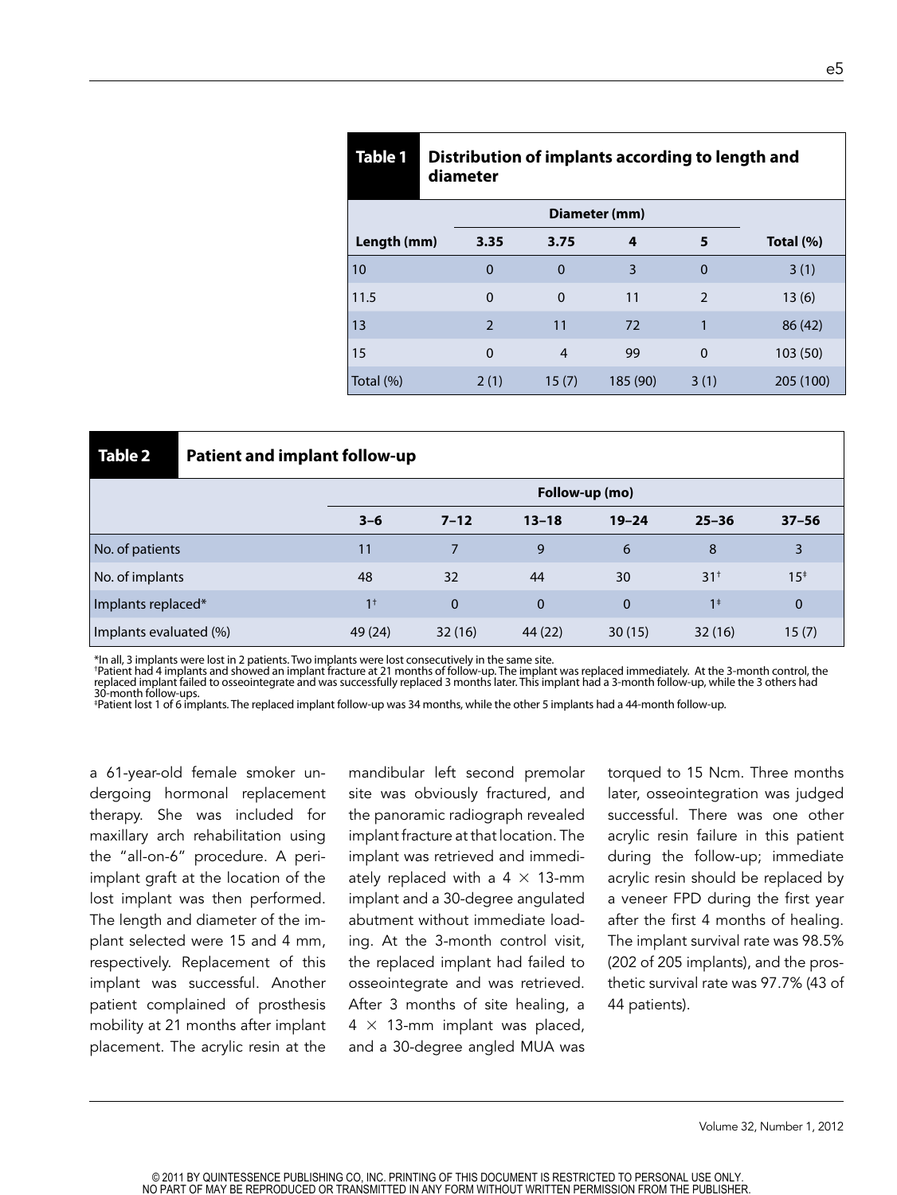**Table 1** **Distribution of implants according to length and diameter**

| Length (mm) | Diameter (mm) | | | | Total (%) |
|---|---|---|---|---|---|
| | 3.35 | 3.75 | 4 | 5 | |
| 10 | 0 | 0 | 3 | 0 | 3 (1) |
| 11.5 | 0 | 0 | 11 | 2 | 13 (6) |
| 13 | 2 | 11 | 72 | 1 | 86 (42) |
| 15 | 0 | 4 | 99 | 0 | 103 (50) |
| Total (%) | 2 (1) | 15 (7) | 185 (90) | 3 (1) | 205 (100) |

**Table 2** **Patient and implant follow-up**

| | Follow-up (mo) | | | | | |
|---|---|---|---|---|---|---|
| | 3–6 | 7–12 | 13–18 | 19–24 | 25–36 | 37–56 |
| No. of patients | 11 | 7 | 9 | 6 | 8 | 3 |
| No. of implants | 48 | 32 | 44 | 30 | 31[†] | 15[‡] |
| Implants replaced* | 1[†] | 0 | 0 | 0 | 1[‡] | 0 |
| Implants evaluated (%) | 49 (24) | 32 (16) | 44 (22) | 30 (15) | 32 (16) | 15 (7) |

*In all, 3 implants were lost in 2 patients. Two implants were lost consecutively in the same site.
[†]Patient had 4 implants and showed an implant fracture at 21 months of follow-up. The implant was replaced immediately. At the 3-month control, the replaced implant failed to osseointegrate and was successfully replaced 3 months later. This implant had a 3-month follow-up, while the 3 others had 30-month follow-ups.
[‡]Patient lost 1 of 6 implants. The replaced implant follow-up was 34 months, while the other 5 implants had a 44-month follow-up.

a 61-year-old female smoker undergoing hormonal replacement therapy. She was included for maxillary arch rehabilitation using the "all-on-6" procedure. A peri-implant graft at the location of the lost implant was then performed. The length and diameter of the implant selected were 15 and 4 mm, respectively. Replacement of this implant was successful. Another patient complained of prosthesis mobility at 21 months after implant placement. The acrylic resin at the mandibular left second premolar site was obviously fractured, and the panoramic radiograph revealed implant fracture at that location. The implant was retrieved and immediately replaced with a 4 × 13-mm implant and a 30-degree angulated abutment without immediate loading. At the 3-month control visit, the replaced implant had failed to osseointegrate and was retrieved. After 3 months of site healing, a 4 × 13-mm implant was placed, and a 30-degree angled MUA was torqued to 15 Ncm. Three months later, osseointegration was judged successful. There was one other acrylic resin failure in this patient during the follow-up; immediate acrylic resin should be replaced by a veneer FPD during the first year after the first 4 months of healing. The implant survival rate was 98.5% (202 of 205 implants), and the prosthetic survival rate was 97.7% (43 of 44 patients).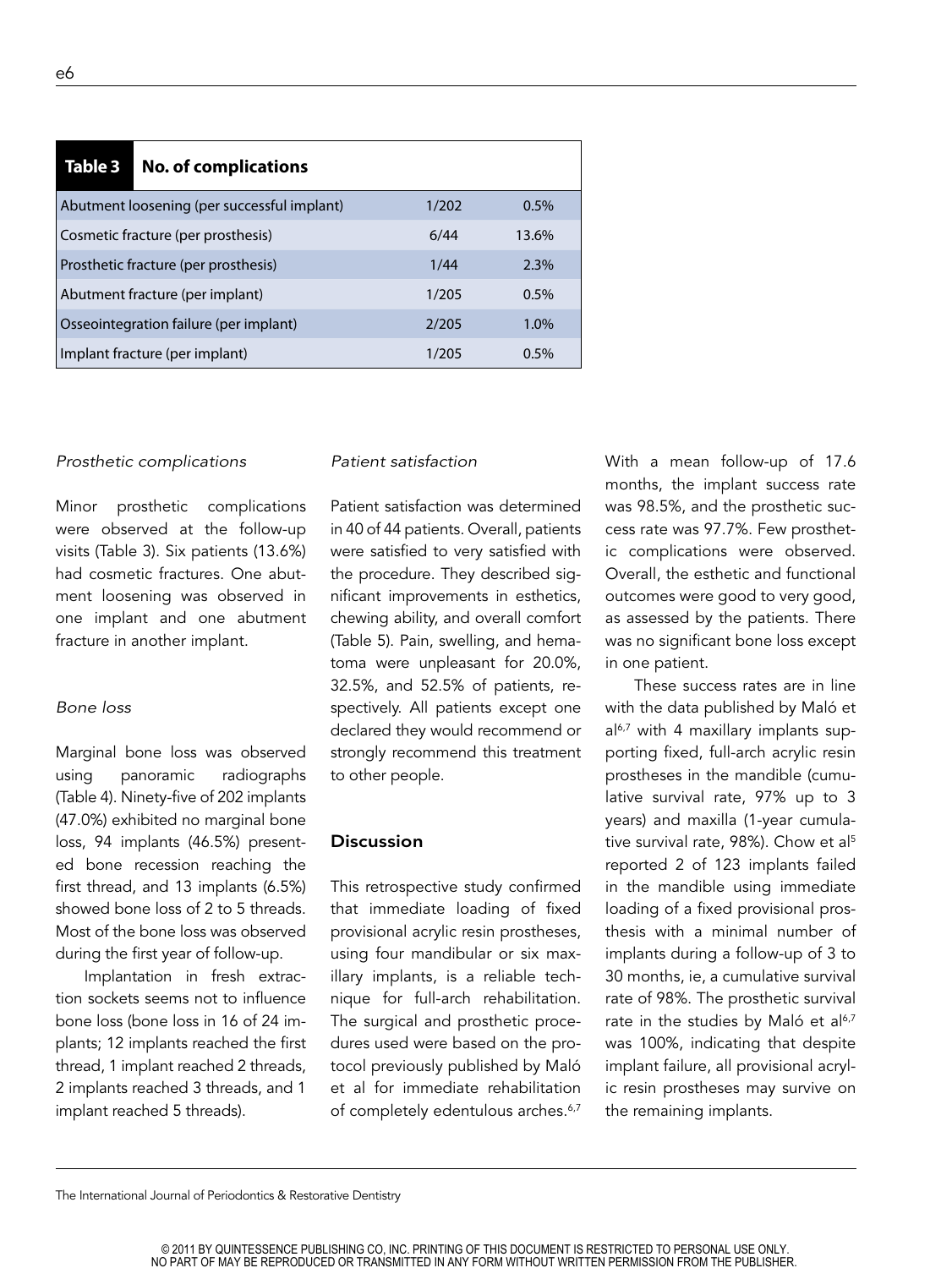| Table 3 No. of complications | | |
|---|---|---|
| Abutment loosening (per successful implant) | 1/202 | 0.5% |
| Cosmetic fracture (per prosthesis) | 6/44 | 13.6% |
| Prosthetic fracture (per prosthesis) | 1/44 | 2.3% |
| Abutment fracture (per implant) | 1/205 | 0.5% |
| Osseointegration failure (per implant) | 2/205 | 1.0% |
| Implant fracture (per implant) | 1/205 | 0.5% |

### *Prosthetic complications*

Minor prosthetic complications were observed at the follow-up visits (Table 3). Six patients (13.6%) had cosmetic fractures. One abutment loosening was observed in one implant and one abutment fracture in another implant.

### *Bone loss*

Marginal bone loss was observed using panoramic radiographs (Table 4). Ninety-five of 202 implants (47.0%) exhibited no marginal bone loss, 94 implants (46.5%) presented bone recession reaching the first thread, and 13 implants (6.5%) showed bone loss of 2 to 5 threads. Most of the bone loss was observed during the first year of follow-up.

Implantation in fresh extraction sockets seems not to influence bone loss (bone loss in 16 of 24 implants; 12 implants reached the first thread, 1 implant reached 2 threads, 2 implants reached 3 threads, and 1 implant reached 5 threads).

### *Patient satisfaction*

Patient satisfaction was determined in 40 of 44 patients. Overall, patients were satisfied to very satisfied with the procedure. They described significant improvements in esthetics, chewing ability, and overall comfort (Table 5). Pain, swelling, and hematoma were unpleasant for 20.0%, 32.5%, and 52.5% of patients, respectively. All patients except one declared they would recommend or strongly recommend this treatment to other people.

## Discussion

This retrospective study confirmed that immediate loading of fixed provisional acrylic resin prostheses, using four mandibular or six maxillary implants, is a reliable technique for full-arch rehabilitation. The surgical and prosthetic procedures used were based on the protocol previously published by Maló et al for immediate rehabilitation of completely edentulous arches.[6,7] With a mean follow-up of 17.6 months, the implant success rate was 98.5%, and the prosthetic success rate was 97.7%. Few prosthetic complications were observed. Overall, the esthetic and functional outcomes were good to very good, as assessed by the patients. There was no significant bone loss except in one patient.

These success rates are in line with the data published by Maló et al[6,7] with 4 maxillary implants supporting fixed, full-arch acrylic resin prostheses in the mandible (cumulative survival rate, 97% up to 3 years) and maxilla (1-year cumulative survival rate, 98%). Chow et al[5] reported 2 of 123 implants failed in the mandible using immediate loading of a fixed provisional prosthesis with a minimal number of implants during a follow-up of 3 to 30 months, ie, a cumulative survival rate of 98%. The prosthetic survival rate in the studies by Maló et al[6,7] was 100%, indicating that despite implant failure, all provisional acrylic resin prostheses may survive on the remaining implants.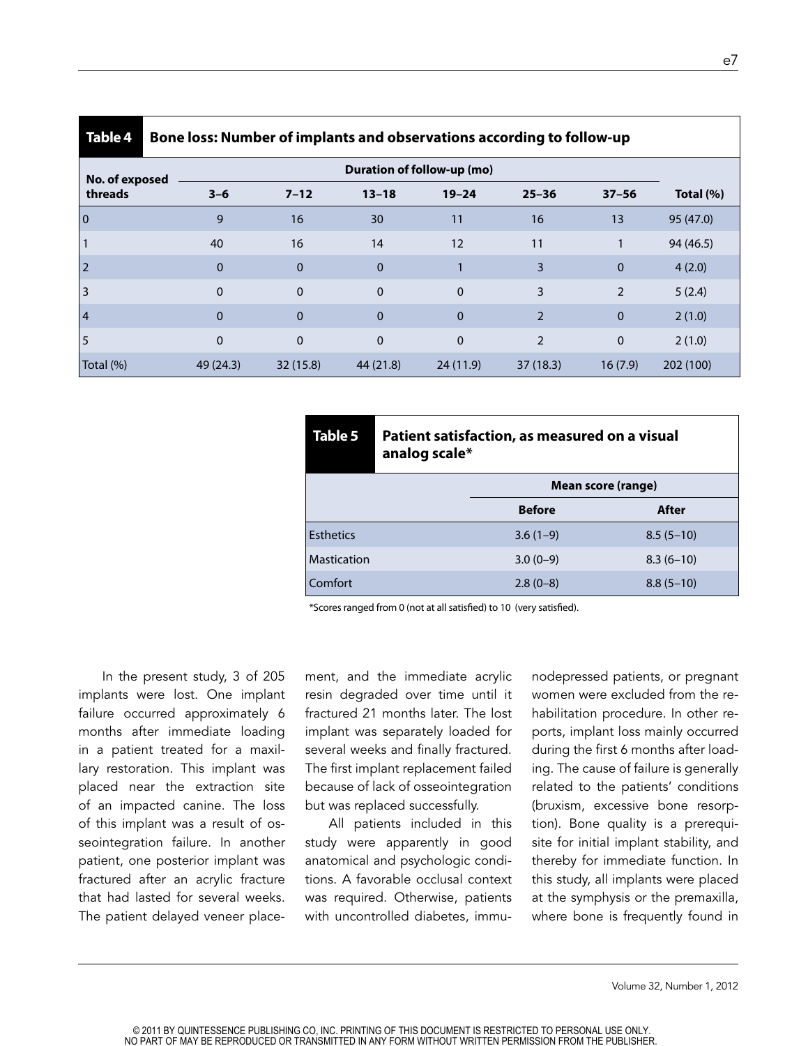**Table 4 Bone loss: Number of implants and observations according to follow-up**

| No. of exposed threads | Duration of follow-up (mo) | | | | | | Total (%) |
|---|---|---|---|---|---|---|---|
| | 3–6 | 7–12 | 13–18 | 19–24 | 25–36 | 37–56 | |
| 0 | 9 | 16 | 30 | 11 | 16 | 13 | 95 (47.0) |
| 1 | 40 | 16 | 14 | 12 | 11 | 1 | 94 (46.5) |
| 2 | 0 | 0 | 0 | 1 | 3 | 0 | 4 (2.0) |
| 3 | 0 | 0 | 0 | 0 | 3 | 2 | 5 (2.4) |
| 4 | 0 | 0 | 0 | 0 | 2 | 0 | 2 (1.0) |
| 5 | 0 | 0 | 0 | 0 | 2 | 0 | 2 (1.0) |
| Total (%) | 49 (24.3) | 32 (15.8) | 44 (21.8) | 24 (11.9) | 37 (18.3) | 16 (7.9) | 202 (100) |

**Table 5 Patient satisfaction, as measured on a visual analog scale***

| | Mean score (range) | |
|---|---|---|
| | Before | After |
| Esthetics | 3.6 (1–9) | 8.5 (5–10) |
| Mastication | 3.0 (0–9) | 8.3 (6–10) |
| Comfort | 2.8 (0–8) | 8.8 (5–10) |

*Scores ranged from 0 (not at all satisfied) to 10 (very satisfied).

In the present study, 3 of 205 implants were lost. One implant failure occurred approximately 6 months after immediate loading in a patient treated for a maxillary restoration. This implant was placed near the extraction site of an impacted canine. The loss of this implant was a result of osseointegration failure. In another patient, one posterior implant was fractured after an acrylic fracture that had lasted for several weeks. The patient delayed veneer placement, and the immediate acrylic resin degraded over time until it fractured 21 months later. The lost implant was separately loaded for several weeks and finally fractured. The first implant replacement failed because of lack of osseointegration but was replaced successfully.

All patients included in this study were apparently in good anatomical and psychologic conditions. A favorable occlusal context was required. Otherwise, patients with uncontrolled diabetes, immunodepressed patients, or pregnant women were excluded from the rehabilitation procedure. In other reports, implant loss mainly occurred during the first 6 months after loading. The cause of failure is generally related to the patients' conditions (bruxism, excessive bone resorption). Bone quality is a prerequisite for initial implant stability, and thereby for immediate function. In this study, all implants were placed at the symphysis or the premaxilla, where bone is frequently found in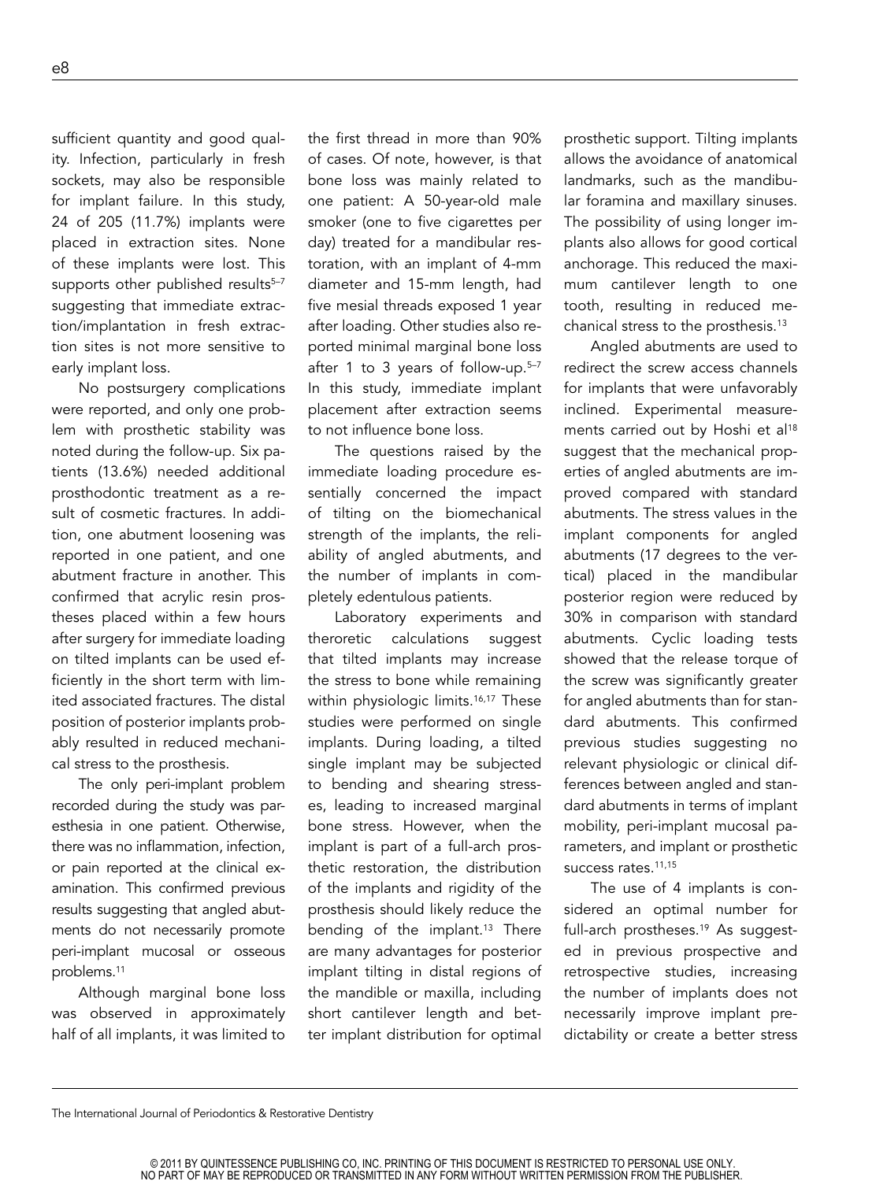sufficient quantity and good quality. Infection, particularly in fresh sockets, may also be responsible for implant failure. In this study, 24 of 205 (11.7%) implants were placed in extraction sites. None of these implants were lost. This supports other published results[5–7] suggesting that immediate extraction/implantation in fresh extraction sites is not more sensitive to early implant loss.

No postsurgery complications were reported, and only one problem with prosthetic stability was noted during the follow-up. Six patients (13.6%) needed additional prosthodontic treatment as a result of cosmetic fractures. In addition, one abutment loosening was reported in one patient, and one abutment fracture in another. This confirmed that acrylic resin prostheses placed within a few hours after surgery for immediate loading on tilted implants can be used efficiently in the short term with limited associated fractures. The distal position of posterior implants probably resulted in reduced mechanical stress to the prosthesis.

The only peri-implant problem recorded during the study was paresthesia in one patient. Otherwise, there was no inflammation, infection, or pain reported at the clinical examination. This confirmed previous results suggesting that angled abutments do not necessarily promote peri-implant mucosal or osseous problems.[11]

Although marginal bone loss was observed in approximately half of all implants, it was limited to the first thread in more than 90% of cases. Of note, however, is that bone loss was mainly related to one patient: A 50-year-old male smoker (one to five cigarettes per day) treated for a mandibular restoration, with an implant of 4-mm diameter and 15-mm length, had five mesial threads exposed 1 year after loading. Other studies also reported minimal marginal bone loss after 1 to 3 years of follow-up.[5–7] In this study, immediate implant placement after extraction seems to not influence bone loss.

The questions raised by the immediate loading procedure essentially concerned the impact of tilting on the biomechanical strength of the implants, the reliability of angled abutments, and the number of implants in completely edentulous patients.

Laboratory experiments and theroretic calculations suggest that tilted implants may increase the stress to bone while remaining within physiologic limits.[16,17] These studies were performed on single implants. During loading, a tilted single implant may be subjected to bending and shearing stresses, leading to increased marginal bone stress. However, when the implant is part of a full-arch prosthetic restoration, the distribution of the implants and rigidity of the prosthesis should likely reduce the bending of the implant.[13] There are many advantages for posterior implant tilting in distal regions of the mandible or maxilla, including short cantilever length and better implant distribution for optimal prosthetic support. Tilting implants allows the avoidance of anatomical landmarks, such as the mandibular foramina and maxillary sinuses. The possibility of using longer implants also allows for good cortical anchorage. This reduced the maximum cantilever length to one tooth, resulting in reduced mechanical stress to the prosthesis.[13]

Angled abutments are used to redirect the screw access channels for implants that were unfavorably inclined. Experimental measurements carried out by Hoshi et al[18] suggest that the mechanical properties of angled abutments are improved compared with standard abutments. The stress values in the implant components for angled abutments (17 degrees to the vertical) placed in the mandibular posterior region were reduced by 30% in comparison with standard abutments. Cyclic loading tests showed that the release torque of the screw was significantly greater for angled abutments than for standard abutments. This confirmed previous studies suggesting no relevant physiologic or clinical differences between angled and standard abutments in terms of implant mobility, peri-implant mucosal parameters, and implant or prosthetic success rates.[11,15]

The use of 4 implants is considered an optimal number for full-arch prostheses.[19] As suggested in previous prospective and retrospective studies, increasing the number of implants does not necessarily improve implant predictability or create a better stress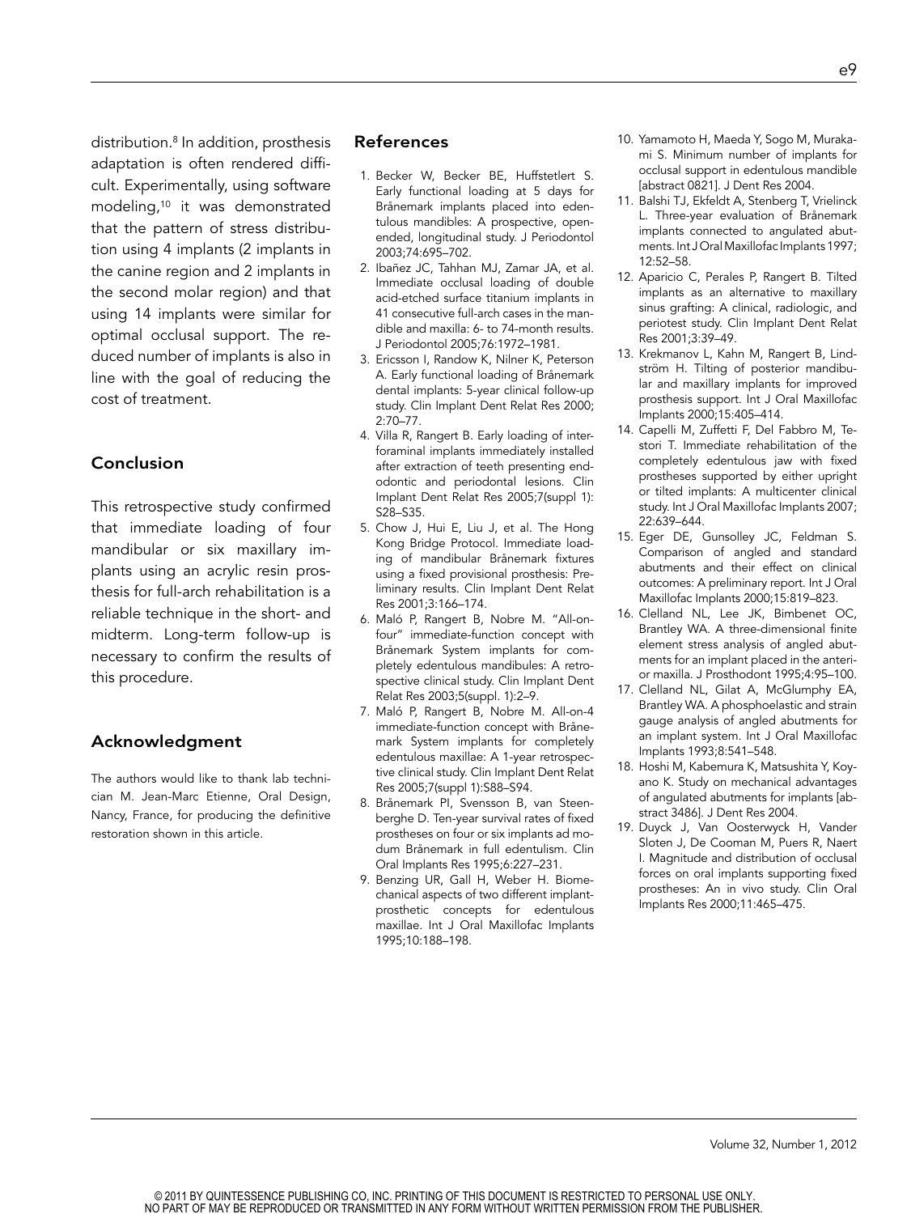distribution.[8] In addition, prosthesis adaptation is often rendered difficult. Experimentally, using software modeling,[10] it was demonstrated that the pattern of stress distribution using 4 implants (2 implants in the canine region and 2 implants in the second molar region) and that using 14 implants were similar for optimal occlusal support. The reduced number of implants is also in line with the goal of reducing the cost of treatment.

## Conclusion

This retrospective study confirmed that immediate loading of four mandibular or six maxillary implants using an acrylic resin prosthesis for full-arch rehabilitation is a reliable technique in the short- and midterm. Long-term follow-up is necessary to confirm the results of this procedure.

## Acknowledgment

The authors would like to thank lab technician M. Jean-Marc Etienne, Oral Design, Nancy, France, for producing the definitive restoration shown in this article.

## References

1. Becker W, Becker BE, Huffstetlert S. Early functional loading at 5 days for Brånemark implants placed into edentulous mandibles: A prospective, open-ended, longitudinal study. J Periodontol 2003;74:695–702.
2. Ibañez JC, Tahhan MJ, Zamar JA, et al. Immediate occlusal loading of double acid-etched surface titanium implants in 41 consecutive full-arch cases in the mandible and maxilla: 6- to 74-month results. J Periodontol 2005;76:1972–1981.
3. Ericsson I, Randow K, Nilner K, Peterson A. Early functional loading of Brånemark dental implants: 5-year clinical follow-up study. Clin Implant Dent Relat Res 2000; 2:70–77.
4. Villa R, Rangert B. Early loading of interforaminal implants immediately installed after extraction of teeth presenting endodontic and periodontal lesions. Clin Implant Dent Relat Res 2005;7(suppl 1): S28–S35.
5. Chow J, Hui E, Liu J, et al. The Hong Kong Bridge Protocol. Immediate loading of mandibular Brånemark fixtures using a fixed provisional prosthesis: Preliminary results. Clin Implant Dent Relat Res 2001;3:166–174.
6. Maló P, Rangert B, Nobre M. "All-on-four" immediate-function concept with Brånemark System implants for completely edentulous mandibules: A retrospective clinical study. Clin Implant Dent Relat Res 2003;5(suppl. 1):2–9.
7. Maló P, Rangert B, Nobre M. All-on-4 immediate-function concept with Brånemark System implants for completely edentulous maxillae: A 1-year retrospective clinical study. Clin Implant Dent Relat Res 2005;7(suppl 1):S88–S94.
8. Brånemark PI, Svensson B, van Steenberghe D. Ten-year survival rates of fixed prostheses on four or six implants ad modum Brånemark in full edentulism. Clin Oral Implants Res 1995;6:227–231.
9. Benzing UR, Gall H, Weber H. Biomechanical aspects of two different implant-prosthetic concepts for edentulous maxillae. Int J Oral Maxillofac Implants 1995;10:188–198.
10. Yamamoto H, Maeda Y, Sogo M, Murakami S. Minimum number of implants for occlusal support in edentulous mandible [abstract 0821]. J Dent Res 2004.
11. Balshi TJ, Ekfeldt A, Stenberg T, Vrielinck L. Three-year evaluation of Brånemark implants connected to angulated abutments. Int J Oral Maxillofac Implants 1997; 12:52–58.
12. Aparicio C, Perales P, Rangert B. Tilted implants as an alternative to maxillary sinus grafting: A clinical, radiologic, and periotest study. Clin Implant Dent Relat Res 2001;3:39–49.
13. Krekmanov L, Kahn M, Rangert B, Lindström H. Tilting of posterior mandibular and maxillary implants for improved prosthesis support. Int J Oral Maxillofac Implants 2000;15:405–414.
14. Capelli M, Zuffetti F, Del Fabbro M, Testori T. Immediate rehabilitation of the completely edentulous jaw with fixed prostheses supported by either upright or tilted implants: A multicenter clinical study. Int J Oral Maxillofac Implants 2007; 22:639–644.
15. Eger DE, Gunsolley JC, Feldman S. Comparison of angled and standard abutments and their effect on clinical outcomes: A preliminary report. Int J Oral Maxillofac Implants 2000;15:819–823.
16. Clelland NL, Lee JK, Bimbenet OC, Brantley WA. A three-dimensional finite element stress analysis of angled abutments for an implant placed in the anterior maxilla. J Prosthodont 1995;4:95–100.
17. Clelland NL, Gilat A, McGlumphy EA, Brantley WA. A phosphoelastic and strain gauge analysis of angled abutments for an implant system. Int J Oral Maxillofac Implants 1993;8:541–548.
18. Hoshi M, Kabemura K, Matsushita Y, Koyano K. Study on mechanical advantages of angulated abutments for implants [abstract 3486]. J Dent Res 2004.
19. Duyck J, Van Oosterwyck H, Vander Sloten J, De Cooman M, Puers R, Naert I. Magnitude and distribution of occlusal forces on oral implants supporting fixed prostheses: An in vivo study. Clin Oral Implants Res 2000;11:465–475.

© 2011 BY QUINTESSENCE PUBLISHING CO, INC. PRINTING OF THIS DOCUMENT IS RESTRICTED TO PERSONAL USE ONLY. NO PART OF MAY BE REPRODUCED OR TRANSMITTED IN ANY FORM WITHOUT WRITTEN PERMISSION FROM THE PUBLISHER.